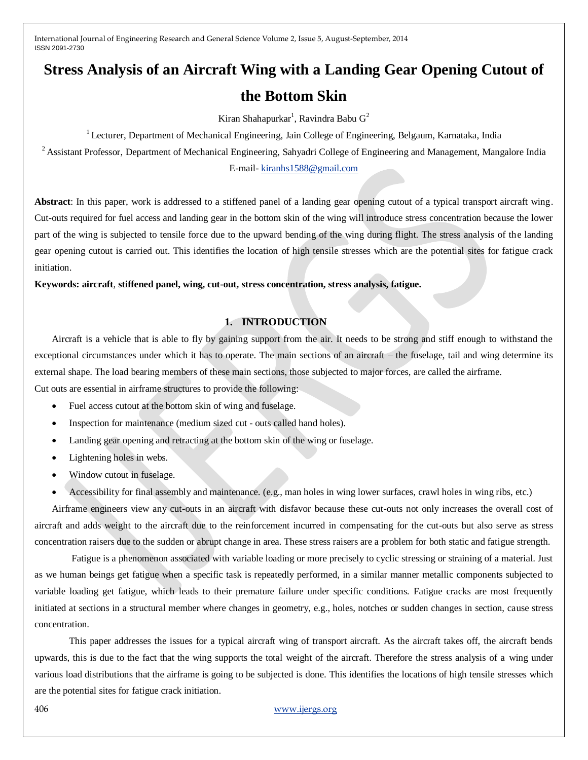# Stress Analysis of an Aircraft Wing with a Landing Gear Opening Cutout of the Bottom Skin

Kiran Shahapurkar[1], Ravindra Babu G[2]

[1] Lecturer, Department of Mechanical Engineering, Jain College of Engineering, Belgaum, Karnataka, India

[2] Assistant Professor, Department of Mechanical Engineering, Sahyadri College of Engineering and Management, Mangalore India

E-mail- kiranhs1588@gmail.com

**Abstract**: In this paper, work is addressed to a stiffened panel of a landing gear opening cutout of a typical transport aircraft wing. Cut-outs required for fuel access and landing gear in the bottom skin of the wing will introduce stress concentration because the lower part of the wing is subjected to tensile force due to the upward bending of the wing during flight. The stress analysis of the landing gear opening cutout is carried out. This identifies the location of high tensile stresses which are the potential sites for fatigue crack initiation.

**Keywords: aircraft**, **stiffened panel, wing, cut-out, stress concentration, stress analysis, fatigue.**

## 1. INTRODUCTION

Aircraft is a vehicle that is able to fly by gaining support from the air. It needs to be strong and stiff enough to withstand the exceptional circumstances under which it has to operate. The main sections of an aircraft – the fuselage, tail and wing determine its external shape. The load bearing members of these main sections, those subjected to major forces, are called the airframe.

Cut outs are essential in airframe structures to provide the following:

- Fuel access cutout at the bottom skin of wing and fuselage.
- Inspection for maintenance (medium sized cut - outs called hand holes).
- Landing gear opening and retracting at the bottom skin of the wing or fuselage.
- Lightening holes in webs.
- Window cutout in fuselage.
- Accessibility for final assembly and maintenance. (e.g., man holes in wing lower surfaces, crawl holes in wing ribs, etc.)

Airframe engineers view any cut-outs in an aircraft with disfavor because these cut-outs not only increases the overall cost of aircraft and adds weight to the aircraft due to the reinforcement incurred in compensating for the cut-outs but also serve as stress concentration raisers due to the sudden or abrupt change in area. These stress raisers are a problem for both static and fatigue strength.

Fatigue is a phenomenon associated with variable loading or more precisely to cyclic stressing or straining of a material. Just as we human beings get fatigue when a specific task is repeatedly performed, in a similar manner metallic components subjected to variable loading get fatigue, which leads to their premature failure under specific conditions. Fatigue cracks are most frequently initiated at sections in a structural member where changes in geometry, e.g., holes, notches or sudden changes in section, cause stress concentration.

This paper addresses the issues for a typical aircraft wing of transport aircraft. As the aircraft takes off, the aircraft bends upwards, this is due to the fact that the wing supports the total weight of the aircraft. Therefore the stress analysis of a wing under various load distributions that the airframe is going to be subjected is done. This identifies the locations of high tensile stresses which are the potential sites for fatigue crack initiation.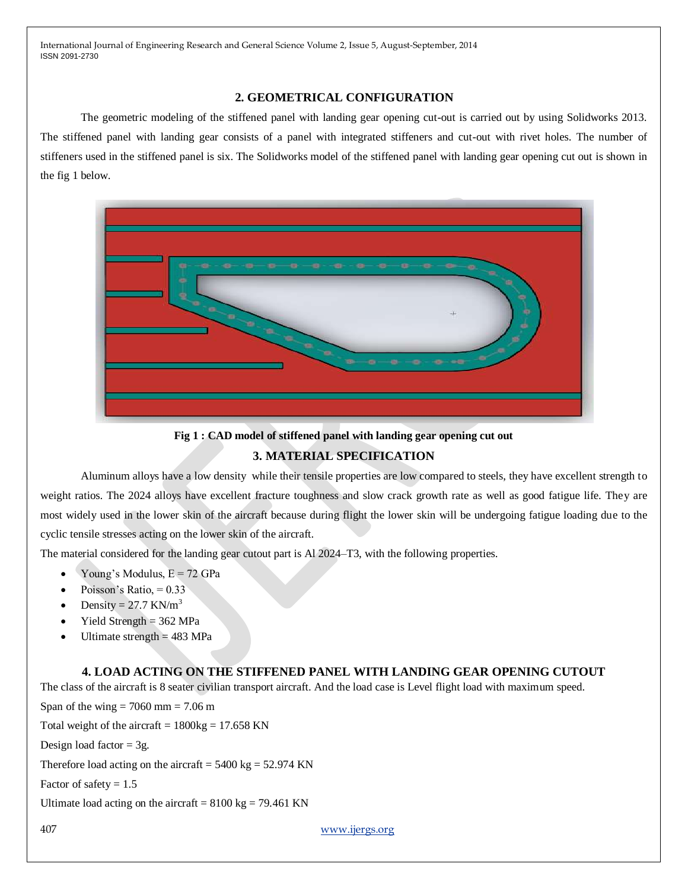## 2. GEOMETRICAL CONFIGURATION

The geometric modeling of the stiffened panel with landing gear opening cut-out is carried out by using Solidworks 2013. The stiffened panel with landing gear consists of a panel with integrated stiffeners and cut-out with rivet holes. The number of stiffeners used in the stiffened panel is six. The Solidworks model of the stiffened panel with landing gear opening cut out is shown in the fig 1 below.

**Fig 1 : CAD model of stiffened panel with landing gear opening cut out**

## 3. MATERIAL SPECIFICATION

Aluminum alloys have a low density while their tensile properties are low compared to steels, they have excellent strength to weight ratios. The 2024 alloys have excellent fracture toughness and slow crack growth rate as well as good fatigue life. They are most widely used in the lower skin of the aircraft because during flight the lower skin will be undergoing fatigue loading due to the cyclic tensile stresses acting on the lower skin of the aircraft.

The material considered for the landing gear cutout part is Al 2024–T3, with the following properties.

- Young's Modulus, E = 72 GPa
- Poisson's Ratio, = 0.33
- Density = 27.7 KN/$m^3$
- Yield Strength = 362 MPa
- Ultimate strength = 483 MPa

## 4. LOAD ACTING ON THE STIFFENED PANEL WITH LANDING GEAR OPENING CUTOUT

The class of the aircraft is 8 seater civilian transport aircraft. And the load case is Level flight load with maximum speed.

Span of the wing = 7060 mm = 7.06 m

Total weight of the aircraft = 1800kg = 17.658 KN

Design load factor = 3g.

Therefore load acting on the aircraft = 5400 kg = 52.974 KN

Factor of safety = 1.5

Ultimate load acting on the aircraft = 8100 kg = 79.461 KN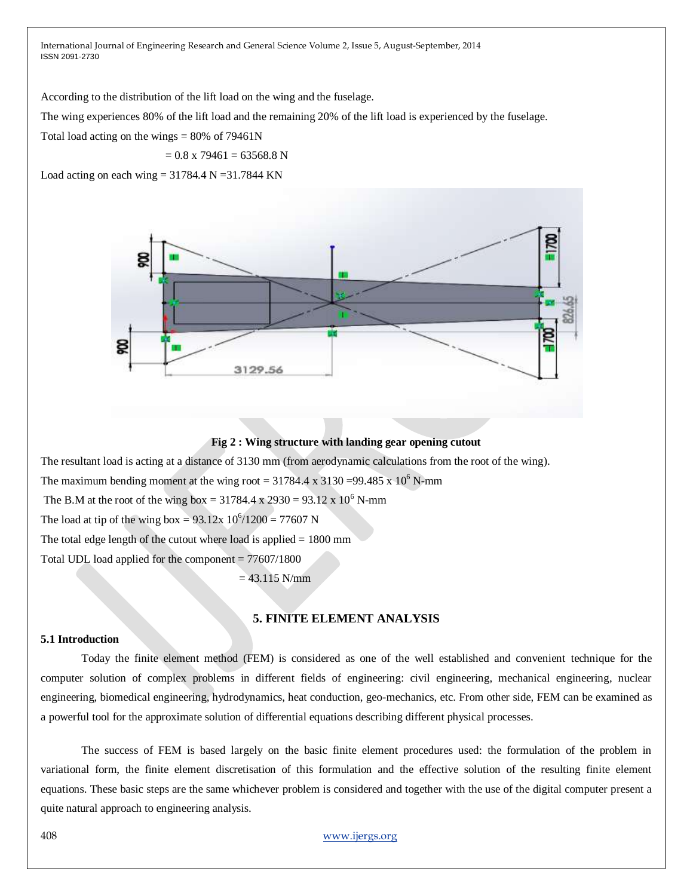According to the distribution of the lift load on the wing and the fuselage.

The wing experiences 80% of the lift load and the remaining 20% of the lift load is experienced by the fuselage.

Total load acting on the wings = 80% of 79461N

= 0.8 x 79461 = 63568.8 N

Load acting on each wing = 31784.4 N =31.7844 KN

**Fig 2 : Wing structure with landing gear opening cutout**

The resultant load is acting at a distance of 3130 mm (from aerodynamic calculations from the root of the wing).

The maximum bending moment at the wing root = 31784.4 x 3130 =99.485 x $10^6$ N-mm

The B.M at the root of the wing box = 31784.4 x 2930 = 93.12 x $10^6$ N-mm

The load at tip of the wing box = 93.12x $10^6$/1200 = 77607 N

The total edge length of the cutout where load is applied = 1800 mm

Total UDL load applied for the component = 77607/1800

= 43.115 N/mm

## 5. FINITE ELEMENT ANALYSIS

### 5.1 Introduction

Today the finite element method (FEM) is considered as one of the well established and convenient technique for the computer solution of complex problems in different fields of engineering: civil engineering, mechanical engineering, nuclear engineering, biomedical engineering, hydrodynamics, heat conduction, geo-mechanics, etc. From other side, FEM can be examined as a powerful tool for the approximate solution of differential equations describing different physical processes.

The success of FEM is based largely on the basic finite element procedures used: the formulation of the problem in variational form, the finite element discretisation of this formulation and the effective solution of the resulting finite element equations. These basic steps are the same whichever problem is considered and together with the use of the digital computer present a quite natural approach to engineering analysis.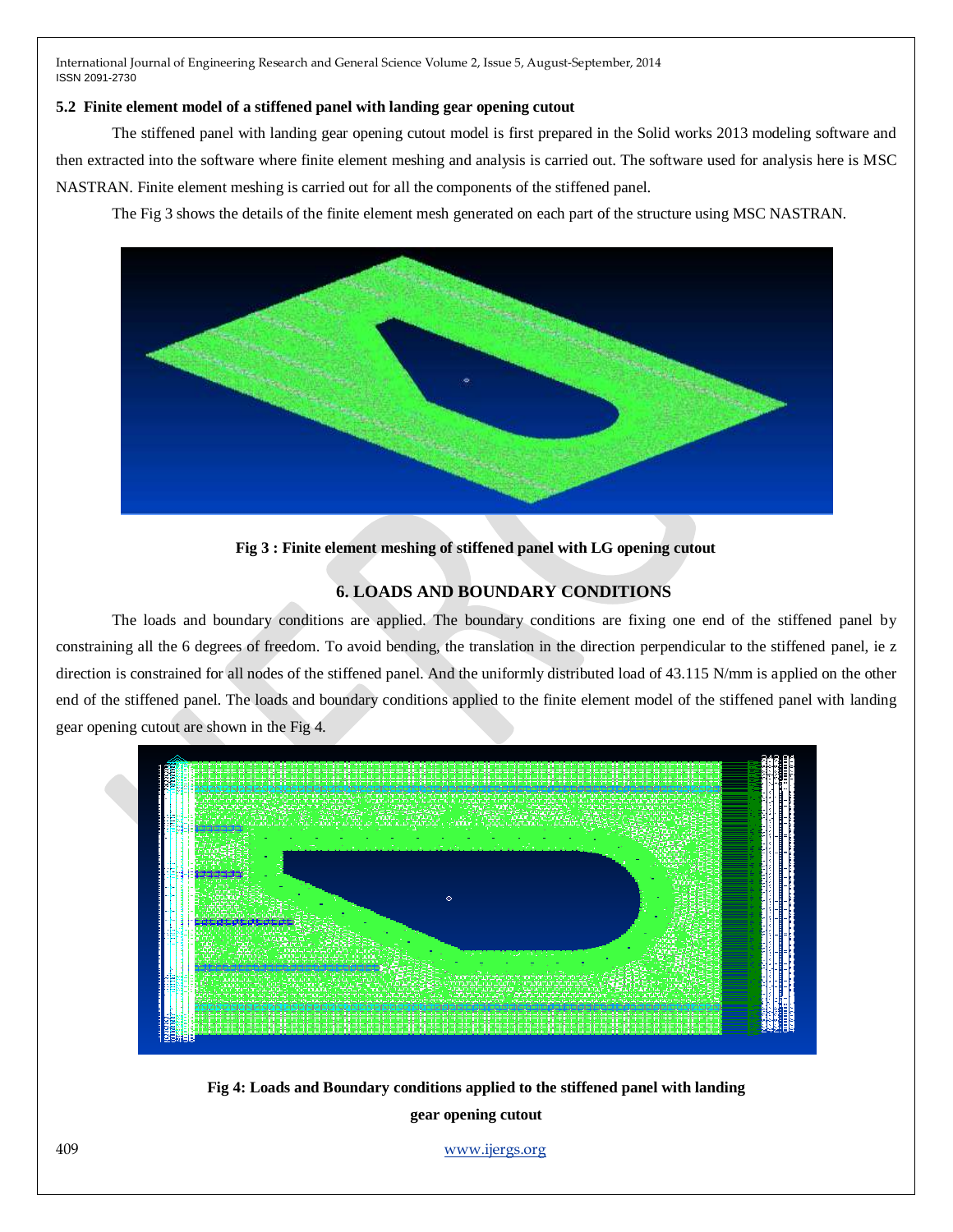### 5.2 Finite element model of a stiffened panel with landing gear opening cutout

The stiffened panel with landing gear opening cutout model is first prepared in the Solid works 2013 modeling software and then extracted into the software where finite element meshing and analysis is carried out. The software used for analysis here is MSC NASTRAN. Finite element meshing is carried out for all the components of the stiffened panel.

The Fig 3 shows the details of the finite element mesh generated on each part of the structure using MSC NASTRAN.

**Fig 3 : Finite element meshing of stiffened panel with LG opening cutout**

## 6. LOADS AND BOUNDARY CONDITIONS

The loads and boundary conditions are applied. The boundary conditions are fixing one end of the stiffened panel by constraining all the 6 degrees of freedom. To avoid bending, the translation in the direction perpendicular to the stiffened panel, ie z direction is constrained for all nodes of the stiffened panel. And the uniformly distributed load of 43.115 N/mm is applied on the other end of the stiffened panel. The loads and boundary conditions applied to the finite element model of the stiffened panel with landing gear opening cutout are shown in the Fig 4.

**Fig 4: Loads and Boundary conditions applied to the stiffened panel with landing gear opening cutout**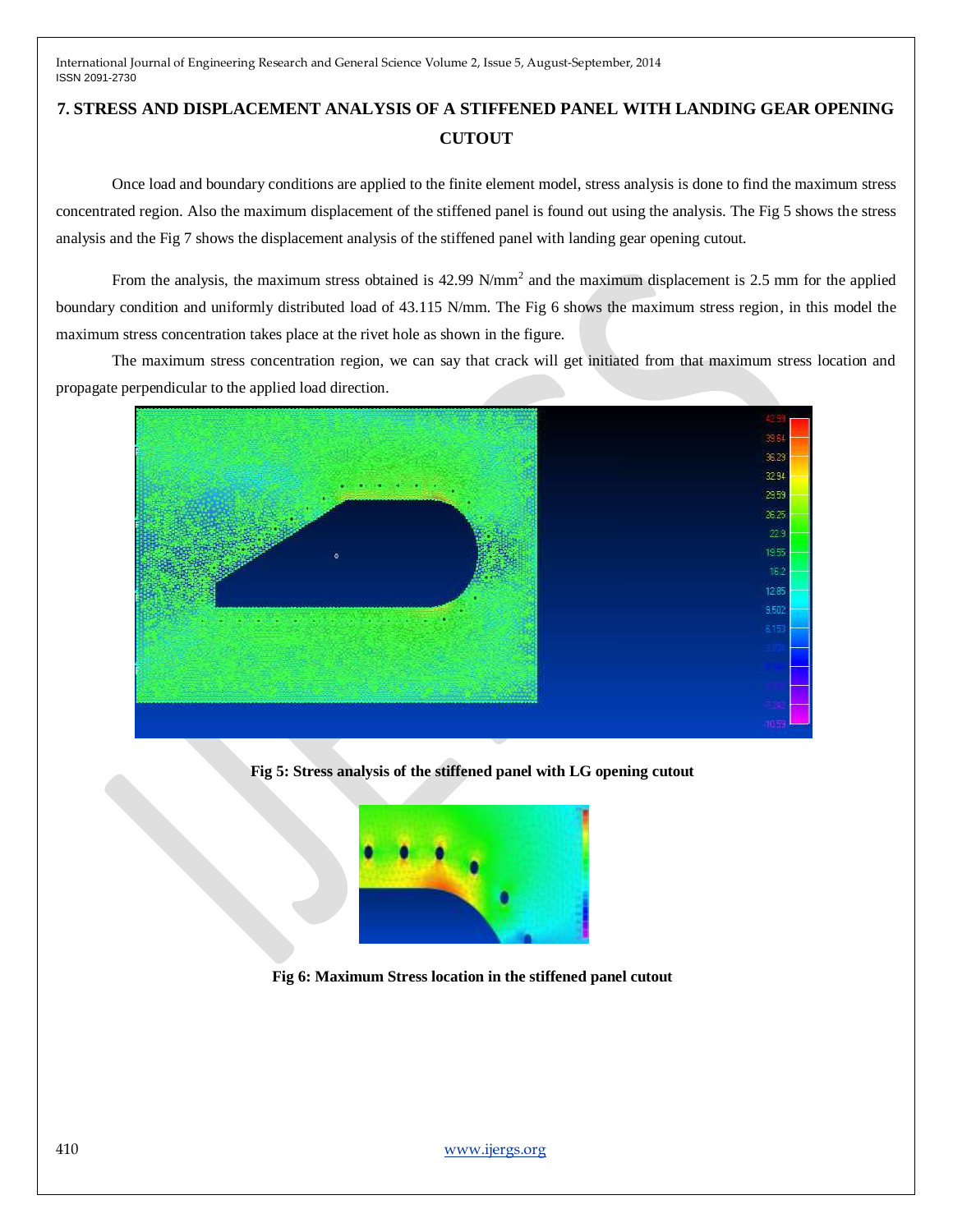## 7. STRESS AND DISPLACEMENT ANALYSIS OF A STIFFENED PANEL WITH LANDING GEAR OPENING CUTOUT

Once load and boundary conditions are applied to the finite element model, stress analysis is done to find the maximum stress concentrated region. Also the maximum displacement of the stiffened panel is found out using the analysis. The Fig 5 shows the stress analysis and the Fig 7 shows the displacement analysis of the stiffened panel with landing gear opening cutout.

From the analysis, the maximum stress obtained is 42.99 $N/mm^2$ and the maximum displacement is 2.5 mm for the applied boundary condition and uniformly distributed load of 43.115 N/mm. The Fig 6 shows the maximum stress region, in this model the maximum stress concentration takes place at the rivet hole as shown in the figure.

The maximum stress concentration region, we can say that crack will get initiated from that maximum stress location and propagate perpendicular to the applied load direction.

**Fig 5: Stress analysis of the stiffened panel with LG opening cutout**

**Fig 6: Maximum Stress location in the stiffened panel cutout**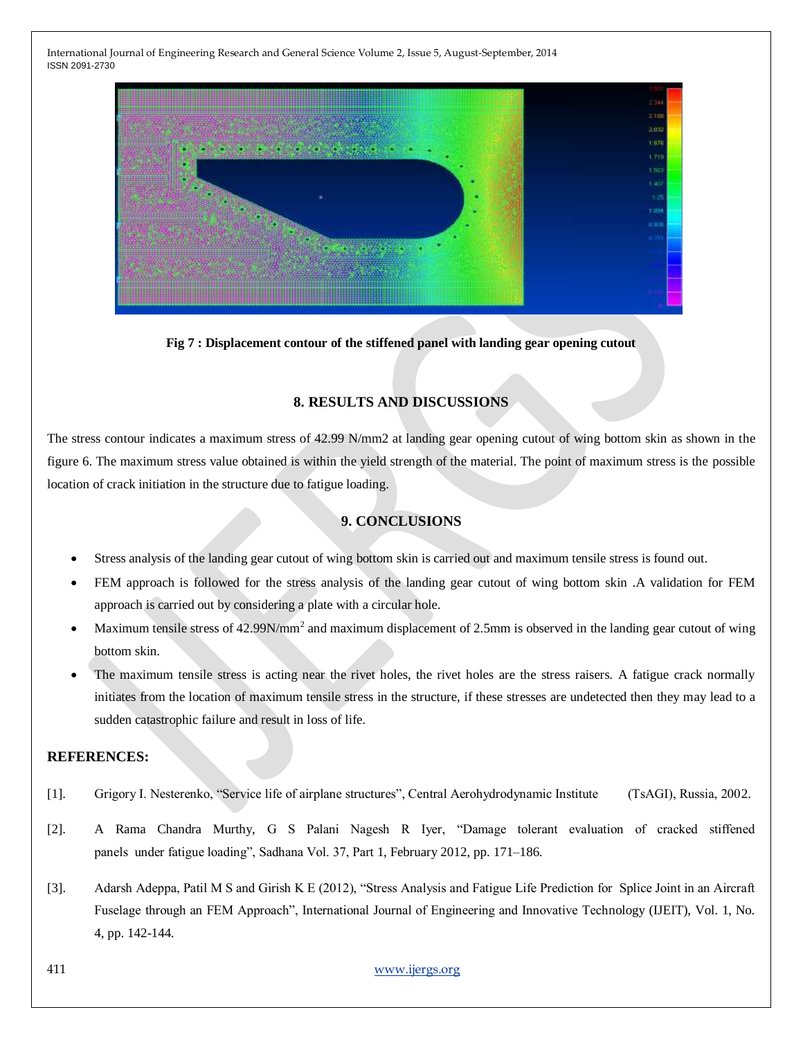Fig 7 : Displacement contour of the stiffened panel with landing gear opening cutout

## 8. RESULTS AND DISCUSSIONS

The stress contour indicates a maximum stress of 42.99 N/mm2 at landing gear opening cutout of wing bottom skin as shown in the figure 6. The maximum stress value obtained is within the yield strength of the material. The point of maximum stress is the possible location of crack initiation in the structure due to fatigue loading.

## 9. CONCLUSIONS

- Stress analysis of the landing gear cutout of wing bottom skin is carried out and maximum tensile stress is found out.
- FEM approach is followed for the stress analysis of the landing gear cutout of wing bottom skin .A validation for FEM approach is carried out by considering a plate with a circular hole.
- Maximum tensile stress of 42.99N/mm$^2$ and maximum displacement of 2.5mm is observed in the landing gear cutout of wing bottom skin.
- The maximum tensile stress is acting near the rivet holes, the rivet holes are the stress raisers. A fatigue crack normally initiates from the location of maximum tensile stress in the structure, if these stresses are undetected then they may lead to a sudden catastrophic failure and result in loss of life.

## REFERENCES:

[1]. Grigory I. Nesterenko, "Service life of airplane structures", Central Aerohydrodynamic Institute (TsAGI), Russia, 2002.

[2]. A Rama Chandra Murthy, G S Palani Nagesh R Iyer, "Damage tolerant evaluation of cracked stiffened panels under fatigue loading", Sadhana Vol. 37, Part 1, February 2012, pp. 171–186.

[3]. Adarsh Adeppa, Patil M S and Girish K E (2012), "Stress Analysis and Fatigue Life Prediction for Splice Joint in an Aircraft Fuselage through an FEM Approach", International Journal of Engineering and Innovative Technology (IJEIT), Vol. 1, No. 4, pp. 142-144.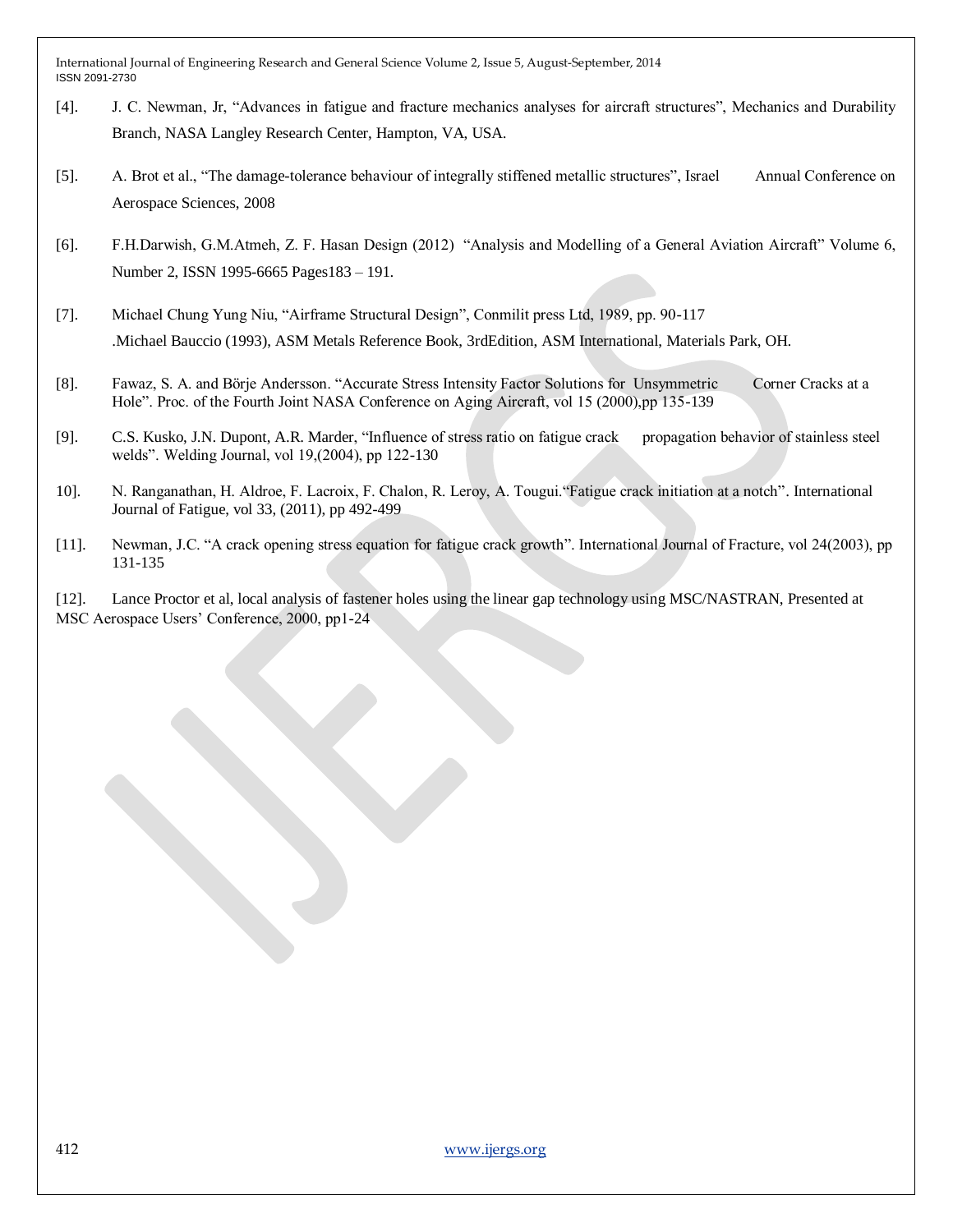[4]. J. C. Newman, Jr, "Advances in fatigue and fracture mechanics analyses for aircraft structures", Mechanics and Durability Branch, NASA Langley Research Center, Hampton, VA, USA.

[5]. A. Brot et al., "The damage-tolerance behaviour of integrally stiffened metallic structures", Israel Annual Conference on Aerospace Sciences, 2008

[6]. F.H.Darwish, G.M.Atmeh, Z. F. Hasan Design (2012) "Analysis and Modelling of a General Aviation Aircraft" Volume 6, Number 2, ISSN 1995-6665 Pages183 – 191.

[7]. Michael Chung Yung Niu, "Airframe Structural Design", Conmilit press Ltd, 1989, pp. 90-117
.Michael Bauccio (1993), ASM Metals Reference Book, 3rdEdition, ASM International, Materials Park, OH.

[8]. Fawaz, S. A. and Börje Andersson. "Accurate Stress Intensity Factor Solutions for Unsymmetric Corner Cracks at a Hole". Proc. of the Fourth Joint NASA Conference on Aging Aircraft, vol 15 (2000),pp 135-139

[9]. C.S. Kusko, J.N. Dupont, A.R. Marder, "Influence of stress ratio on fatigue crack propagation behavior of stainless steel welds". Welding Journal, vol 19,(2004), pp 122-130

10]. N. Ranganathan, H. Aldroe, F. Lacroix, F. Chalon, R. Leroy, A. Tougui."Fatigue crack initiation at a notch". International Journal of Fatigue, vol 33, (2011), pp 492-499

[11]. Newman, J.C. "A crack opening stress equation for fatigue crack growth". International Journal of Fracture, vol 24(2003), pp 131-135

[12]. Lance Proctor et al, local analysis of fastener holes using the linear gap technology using MSC/NASTRAN, Presented at MSC Aerospace Users' Conference, 2000, pp1-24